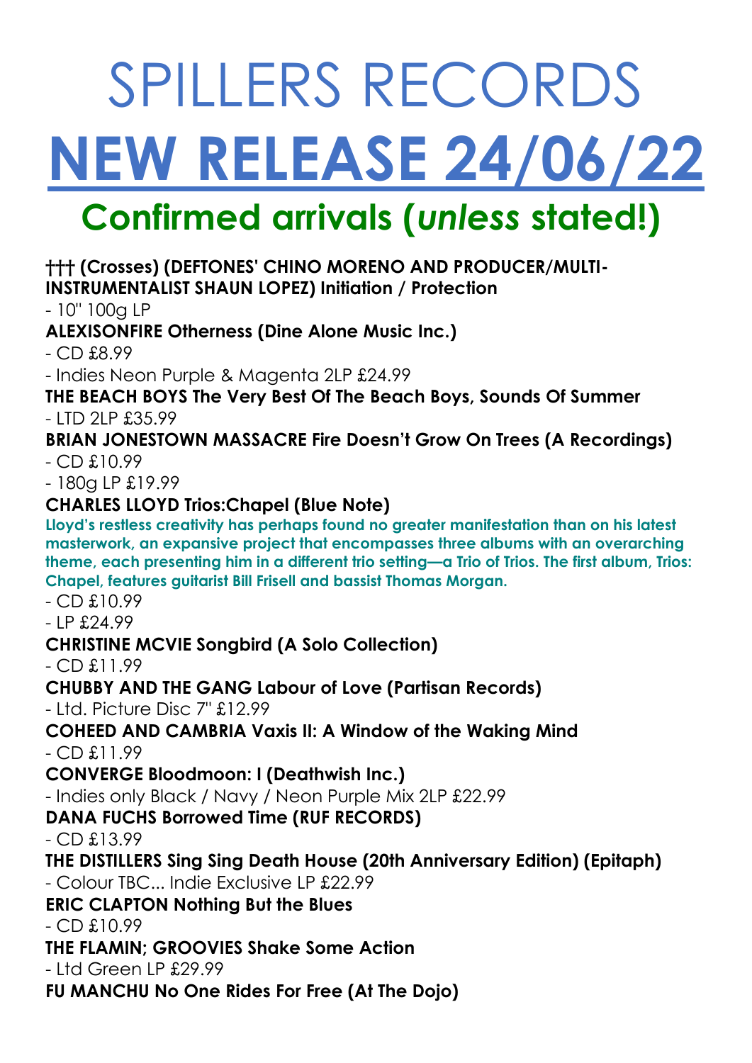# SPILLERS RECORDS

# NEW RELEASE 24/06/22

## Confirmed arrivals (*unless* stated!)

**††† (Crosses) (DEFTONES' CHINO MORENO AND PRODUCER/MULTI-INSTRUMENTALIST SHAUN LOPEZ) Initiation / Protection**

- 10" 100g LP

**ALEXISONFIRE Otherness (Dine Alone Music Inc.)**

- CD £8.99
- Indies Neon Purple & Magenta 2LP £24.99

**THE BEACH BOYS The Very Best Of The Beach Boys, Sounds Of Summer**

- LTD 2LP £35.99

**BRIAN JONESTOWN MASSACRE Fire Doesn't Grow On Trees (A Recordings)**

- CD £10.99
- 180g LP £19.99

**CHARLES LLOYD Trios:Chapel (Blue Note)**

**Lloyd's restless creativity has perhaps found no greater manifestation than on his latest masterwork, an expansive project that encompasses three albums with an overarching theme, each presenting him in a different trio setting—a Trio of Trios. The first album, Trios: Chapel, features guitarist Bill Frisell and bassist Thomas Morgan.**

- CD £10.99
- LP £24.99

**CHRISTINE MCVIE Songbird (A Solo Collection)**

- CD £11.99

**CHUBBY AND THE GANG Labour of Love (Partisan Records)**

- Ltd. Picture Disc 7" £12.99

**COHEED AND CAMBRIA Vaxis II: A Window of the Waking Mind**

- CD £11.99

**CONVERGE Bloodmoon: I (Deathwish Inc.)**

- Indies only Black / Navy / Neon Purple Mix 2LP £22.99

**DANA FUCHS Borrowed Time (RUF RECORDS)**

- CD £13.99

**THE DISTILLERS Sing Sing Death House (20th Anniversary Edition) (Epitaph)**

- Colour TBC... Indie Exclusive LP £22.99

**ERIC CLAPTON Nothing But the Blues**

- CD £10.99

**THE FLAMIN; GROOVIES Shake Some Action**

- Ltd Green LP £29.99

**FU MANCHU No One Rides For Free (At The Dojo)**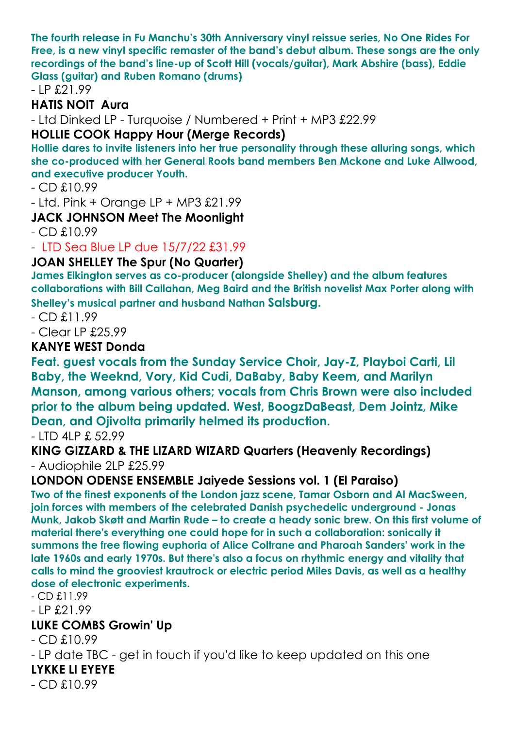**The fourth release in Fu Manchu's 30th Anniversary vinyl reissue series, No One Rides For Free, is a new vinyl specific remaster of the band's debut album. These songs are the only recordings of the band's line-up of Scott Hill (vocals/guitar), Mark Abshire (bass), Eddie Glass (guitar) and Ruben Romano (drums)**

- LP £21.99

**HATIS NOIT Aura**

- Ltd Dinked LP - Turquoise / Numbered + Print + MP3 £22.99

**HOLLIE COOK Happy Hour (Merge Records)**

**Hollie dares to invite listeners into her true personality through these alluring songs, which she co-produced with her General Roots band members Ben Mckone and Luke Allwood, and executive producer Youth.**

- CD £10.99
- Ltd. Pink + Orange LP + MP3 £21.99

**JACK JOHNSON Meet The Moonlight**

- CD £10.99
- LTD Sea Blue LP due 15/7/22 £31.99

**JOAN SHELLEY The Spur (No Quarter)**

**James Elkington serves as co-producer (alongside Shelley) and the album features collaborations with Bill Callahan, Meg Baird and the British novelist Max Porter along with Shelley's musical partner and husband Nathan Salsburg.**

- CD £11.99
- Clear LP £25.99

**KANYE WEST Donda**

**Feat. guest vocals from the Sunday Service Choir, Jay-Z, Playboi Carti, Lil Baby, the Weeknd, Vory, Kid Cudi, DaBaby, Baby Keem, and Marilyn Manson, among various others; vocals from Chris Brown were also included prior to the album being updated. West, BoogzDaBeast, Dem Jointz, Mike Dean, and Ojivolta primarily helmed its production.**

- LTD 4LP £ 52.99

**KING GIZZARD & THE LIZARD WIZARD Quarters (Heavenly Recordings)**

- Audiophile 2LP £25.99

**LONDON ODENSE ENSEMBLE Jaiyede Sessions vol. 1 (El Paraiso)**

**Two of the finest exponents of the London jazz scene, Tamar Osborn and Al MacSween, join forces with members of the celebrated Danish psychedelic underground - Jonas Munk, Jakob Skøtt and Martin Rude – to create a heady sonic brew. On this first volume of material there's everything one could hope for in such a collaboration: sonically it summons the free flowing euphoria of Alice Coltrane and Pharoah Sanders' work in the late 1960s and early 1970s. But there's also a focus on rhythmic energy and vitality that calls to mind the grooviest krautrock or electric period Miles Davis, as well as a healthy dose of electronic experiments.**

- CD £11.99
- LP £21.99

**LUKE COMBS Growin' Up**

- CD £10.99
- LP date TBC - get in touch if you'd like to keep updated on this one

**LYKKE LI EYEYE**

- CD £10.99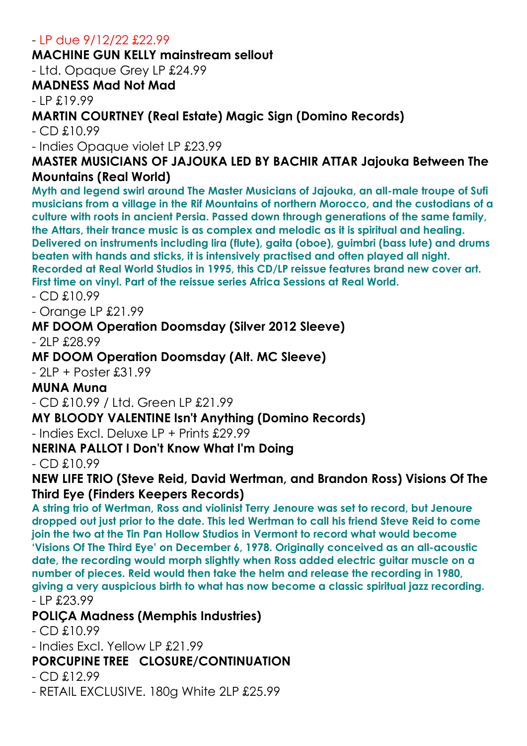- LP due 9/12/22 £22.99

**MACHINE GUN KELLY mainstream sellout**

- Ltd. Opaque Grey LP £24.99

**MADNESS Mad Not Mad**

- LP £19.99

**MARTIN COURTNEY (Real Estate) Magic Sign (Domino Records)**

- CD £10.99
- Indies Opaque violet LP £23.99

**MASTER MUSICIANS OF JAJOUKA LED BY BACHIR ATTAR Jajouka Between The Mountains (Real World)**

**Myth and legend swirl around The Master Musicians of Jajouka, an all-male troupe of Sufi musicians from a village in the Rif Mountains of northern Morocco, and the custodians of a culture with roots in ancient Persia. Passed down through generations of the same family, the Attars, their trance music is as complex and melodic as it is spiritual and healing. Delivered on instruments including lira (flute), gaita (oboe), guimbri (bass lute) and drums beaten with hands and sticks, it is intensively practised and often played all night. Recorded at Real World Studios in 1995, this CD/LP reissue features brand new cover art. First time on vinyl. Part of the reissue series Africa Sessions at Real World.**

- CD £10.99
- Orange LP £21.99

**MF DOOM Operation Doomsday (Silver 2012 Sleeve)**

- 2LP £28.99

**MF DOOM Operation Doomsday (Alt. MC Sleeve)**

- 2LP + Poster £31.99

**MUNA Muna**

- CD £10.99 / Ltd. Green LP £21.99

**MY BLOODY VALENTINE Isn't Anything (Domino Records)**

- Indies Excl. Deluxe LP + Prints £29.99

**NERINA PALLOT I Don't Know What I'm Doing**

- CD £10.99

**NEW LIFE TRIO (Steve Reid, David Wertman, and Brandon Ross) Visions Of The Third Eye (Finders Keepers Records)**

**A string trio of Wertman, Ross and violinist Terry Jenoure was set to record, but Jenoure dropped out just prior to the date. This led Wertman to call his friend Steve Reid to come join the two at the Tin Pan Hollow Studios in Vermont to record what would become 'Visions Of The Third Eye' on December 6, 1978. Originally conceived as an all-acoustic date, the recording would morph slightly when Ross added electric guitar muscle on a number of pieces. Reid would then take the helm and release the recording in 1980, giving a very auspicious birth to what has now become a classic spiritual jazz recording.**

- LP £23.99

**POLIÇA Madness (Memphis Industries)**

- CD £10.99
- Indies Excl. Yellow LP £21.99

**PORCUPINE TREE CLOSURE/CONTINUATION**

- CD £12.99
- RETAIL EXCLUSIVE. 180g White 2LP £25.99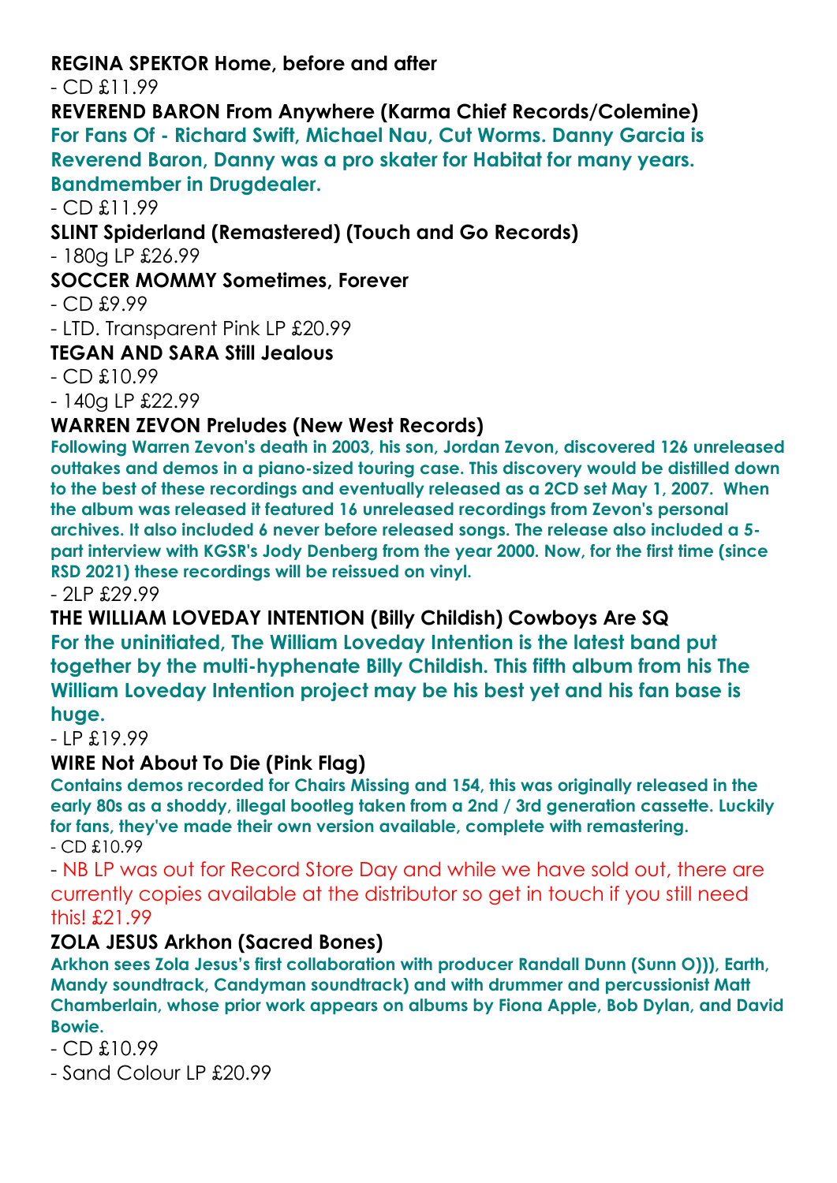**REGINA SPEKTOR Home, before and after**

- CD £11.99

**REVEREND BARON From Anywhere (Karma Chief Records/Colemine)**

**For Fans Of - Richard Swift, Michael Nau, Cut Worms. Danny Garcia is Reverend Baron, Danny was a pro skater for Habitat for many years. Bandmember in Drugdealer.**

- CD £11.99

**SLINT Spiderland (Remastered) (Touch and Go Records)**

- 180g LP £26.99

**SOCCER MOMMY Sometimes, Forever**

- CD £9.99
- LTD. Transparent Pink LP £20.99

**TEGAN AND SARA Still Jealous**

- CD £10.99
- 140g LP £22.99

**WARREN ZEVON Preludes (New West Records)**

**Following Warren Zevon's death in 2003, his son, Jordan Zevon, discovered 126 unreleased outtakes and demos in a piano-sized touring case. This discovery would be distilled down to the best of these recordings and eventually released as a 2CD set May 1, 2007. When the album was released it featured 16 unreleased recordings from Zevon's personal archives. It also included 6 never before released songs. The release also included a 5-part interview with KGSR's Jody Denberg from the year 2000. Now, for the first time (since RSD 2021) these recordings will be reissued on vinyl.**

- 2LP £29.99

**THE WILLIAM LOVEDAY INTENTION (Billy Childish) Cowboys Are SQ**

**For the uninitiated, The William Loveday Intention is the latest band put together by the multi-hyphenate Billy Childish. This fifth album from his The William Loveday Intention project may be his best yet and his fan base is huge.**

- LP £19.99

**WIRE Not About To Die (Pink Flag)**

**Contains demos recorded for Chairs Missing and 154, this was originally released in the early 80s as a shoddy, illegal bootleg taken from a 2nd / 3rd generation cassette. Luckily for fans, they've made their own version available, complete with remastering.**

- CD £10.99
- NB LP was out for Record Store Day and while we have sold out, there are currently copies available at the distributor so get in touch if you still need this! £21.99

**ZOLA JESUS Arkhon (Sacred Bones)**

**Arkhon sees Zola Jesus's first collaboration with producer Randall Dunn (Sunn O))), Earth, Mandy soundtrack, Candyman soundtrack) and with drummer and percussionist Matt Chamberlain, whose prior work appears on albums by Fiona Apple, Bob Dylan, and David Bowie.**

- CD £10.99
- Sand Colour LP £20.99